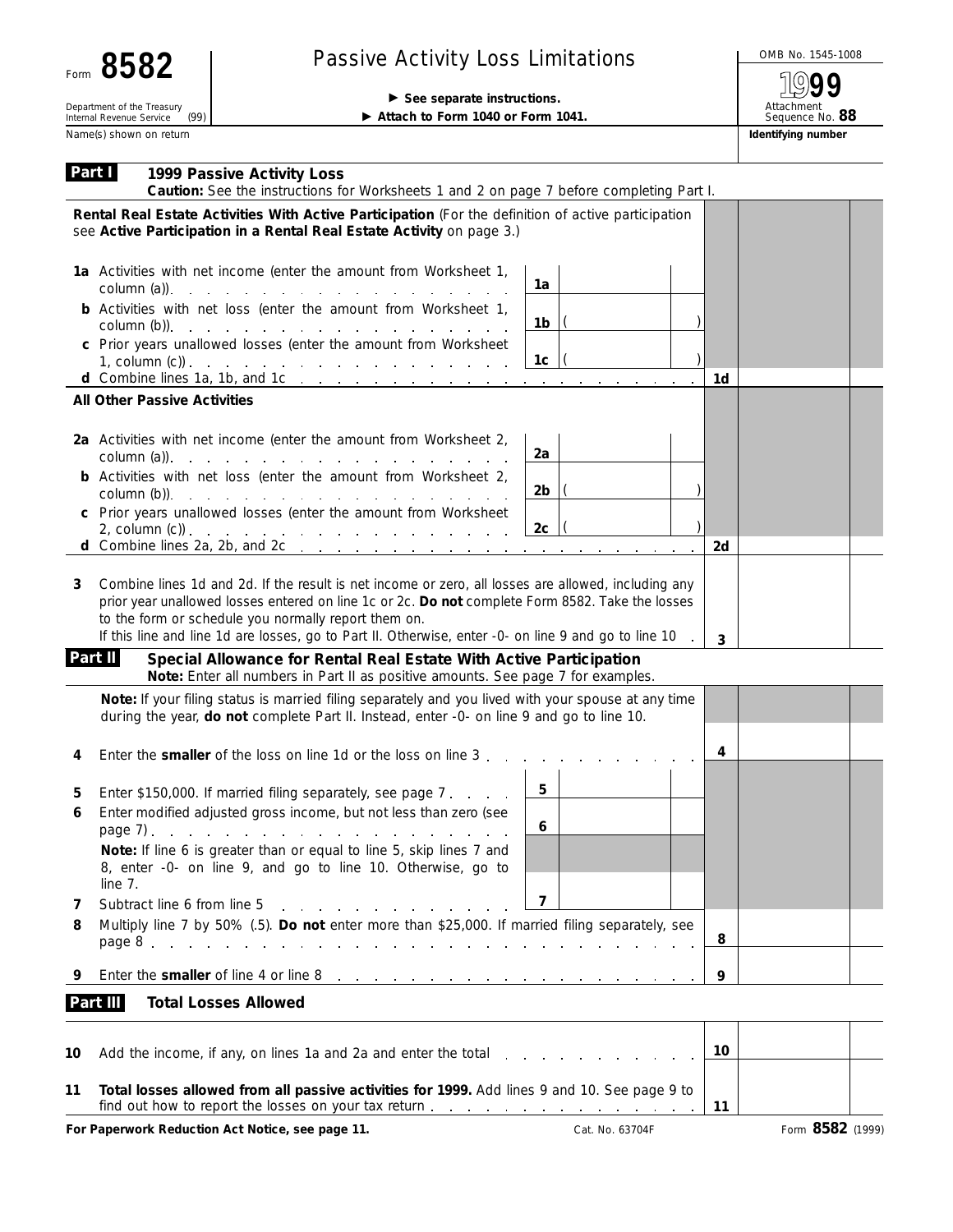Form **8582**

Department of the Treasury
Internal Revenue Service (99)

# Passive Activity Loss Limitations

▶ **See separate instructions.**

▶ **Attach to Form 1040 or Form 1041.**

OMB No. 1545-1008

**1999**

Attachment Sequence No. **88**

Name(s) shown on return | **Identifying number**

## Part I 1999 Passive Activity Loss

**Caution:** See the instructions for Worksheets 1 and 2 on page 7 before completing Part I.

**Rental Real Estate Activities With Active Participation** (For the definition of active participation see **Active Participation in a Rental Real Estate Activity** on page 3.)

| | | | | |
|---|---|---|---|---|
| **1a** Activities with net income (enter the amount from Worksheet 1, column (a)) | 1a | | | |
| **b** Activities with net loss (enter the amount from Worksheet 1, column (b)) | 1b | ( ) | | |
| **c** Prior years unallowed losses (enter the amount from Worksheet 1, column (c)) | 1c | ( ) | | |
| **d** Combine lines 1a, 1b, and 1c | | | 1d | |

**All Other Passive Activities**

| | | | | |
|---|---|---|---|---|
| **2a** Activities with net income (enter the amount from Worksheet 2, column (a)) | 2a | | | |
| **b** Activities with net loss (enter the amount from Worksheet 2, column (b)) | 2b | ( ) | | |
| **c** Prior years unallowed losses (enter the amount from Worksheet 2, column (c)) | 2c | ( ) | | |
| **d** Combine lines 2a, 2b, and 2c | | | 2d | |

**3** Combine lines 1d and 2d. If the result is net income or zero, all losses are allowed, including any prior year unallowed losses entered on line 1c or 2c. **Do not** complete Form 8582. Take the losses to the form or schedule you normally report them on.
If this line and line 1d are losses, go to Part II. Otherwise, enter -0- on line 9 and go to line 10 | **3** |

## Part II Special Allowance for Rental Real Estate With Active Participation

**Note:** Enter all numbers in Part II as positive amounts. See page 7 for examples.

**Note:** If your filing status is married filing separately and you lived with your spouse at any time during the year, **do not** complete Part II. Instead, enter -0- on line 9 and go to line 10.

| | | | | |
|---|---|---|---|---|
| **4** Enter the **smaller** of the loss on line 1d or the loss on line 3 | | | 4 | |
| **5** Enter $150,000. If married filing separately, see page 7 | 5 | | | |
| **6** Enter modified adjusted gross income, but not less than zero (see page 7) | 6 | | | |
| **Note:** If line 6 is greater than or equal to line 5, skip lines 7 and 8, enter -0- on line 9, and go to line 10. Otherwise, go to line 7. | | | | |
| **7** Subtract line 6 from line 5 | 7 | | | |
| **8** Multiply line 7 by 50% (.5). **Do not** enter more than $25,000. If married filing separately, see page 8 | | | 8 | |
| **9** Enter the **smaller** of line 4 or line 8 | | | 9 | |

## Part III Total Losses Allowed

| | | |
|---|---|---|
| **10** Add the income, if any, on lines 1a and 2a and enter the total | 10 | |
| **11** **Total losses allowed from all passive activities for 1999.** Add lines 9 and 10. See page 9 to find out how to report the losses on your tax return | 11 | |

**For Paperwork Reduction Act Notice, see page 11.** Cat. No. 63704F Form **8582** (1999)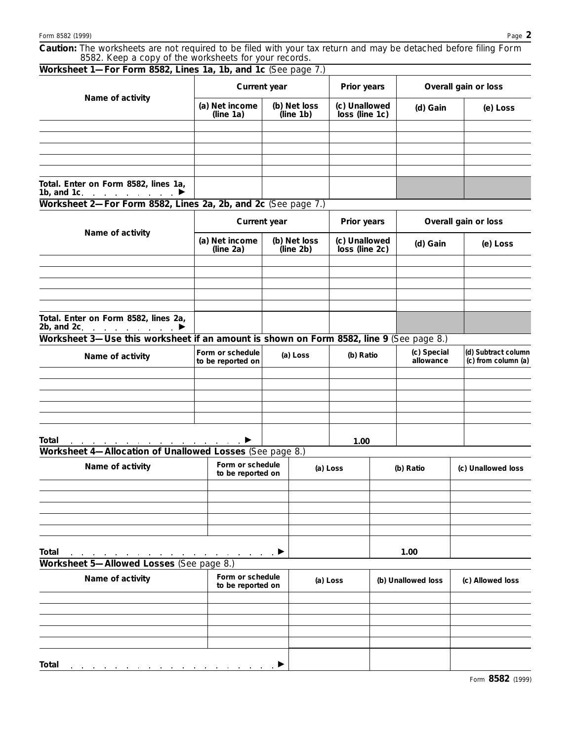**Caution:** The worksheets are not required to be filed with your tax return and may be detached before filing Form 8582. Keep a copy of the worksheets for your records.

**Worksheet 1—For Form 8582, Lines 1a, 1b, and 1c** (See page 7.)

| Name of activity | Current year | | Prior years | Overall gain or loss | |
|---|---|---|---|---|---|
| | (a) Net income (line 1a) | (b) Net loss (line 1b) | (c) Unallowed loss (line 1c) | (d) Gain | (e) Loss |
| | | | | | |
| | | | | | |
| | | | | | |
| | | | | | |
| | | | | | |
| Total. Enter on Form 8582, lines 1a, 1b, and 1c ▶ | | | | | |

**Worksheet 2—For Form 8582, Lines 2a, 2b, and 2c** (See page 7.)

| Name of activity | Current year | | Prior years | Overall gain or loss | |
|---|---|---|---|---|---|
| | (a) Net income (line 2a) | (b) Net loss (line 2b) | (c) Unallowed loss (line 2c) | (d) Gain | (e) Loss |
| | | | | | |
| | | | | | |
| | | | | | |
| | | | | | |
| | | | | | |
| Total. Enter on Form 8582, lines 2a, 2b, and 2c ▶ | | | | | |

**Worksheet 3—Use this worksheet if an amount is shown on Form 8582, line 9** (See page 8.)

| Name of activity | Form or schedule to be reported on | (a) Loss | (b) Ratio | (c) Special allowance | (d) Subtract column (c) from column (a) |
|---|---|---|---|---|---|
| | | | | | |
| | | | | | |
| | | | | | |
| | | | | | |
| | | | | | |
| Total ▶ | | | 1.00 | | |

**Worksheet 4—Allocation of Unallowed Losses** (See page 8.)

| Name of activity | Form or schedule to be reported on | (a) Loss | (b) Ratio | (c) Unallowed loss |
|---|---|---|---|---|
| | | | | |
| | | | | |
| | | | | |
| | | | | |
| | | | | |
| Total ▶ | | | 1.00 | |

**Worksheet 5—Allowed Losses** (See page 8.)

| Name of activity | Form or schedule to be reported on | (a) Loss | (b) Unallowed loss | (c) Allowed loss |
|---|---|---|---|---|
| | | | | |
| | | | | |
| | | | | |
| | | | | |
| | | | | |
| Total ▶ | | | | |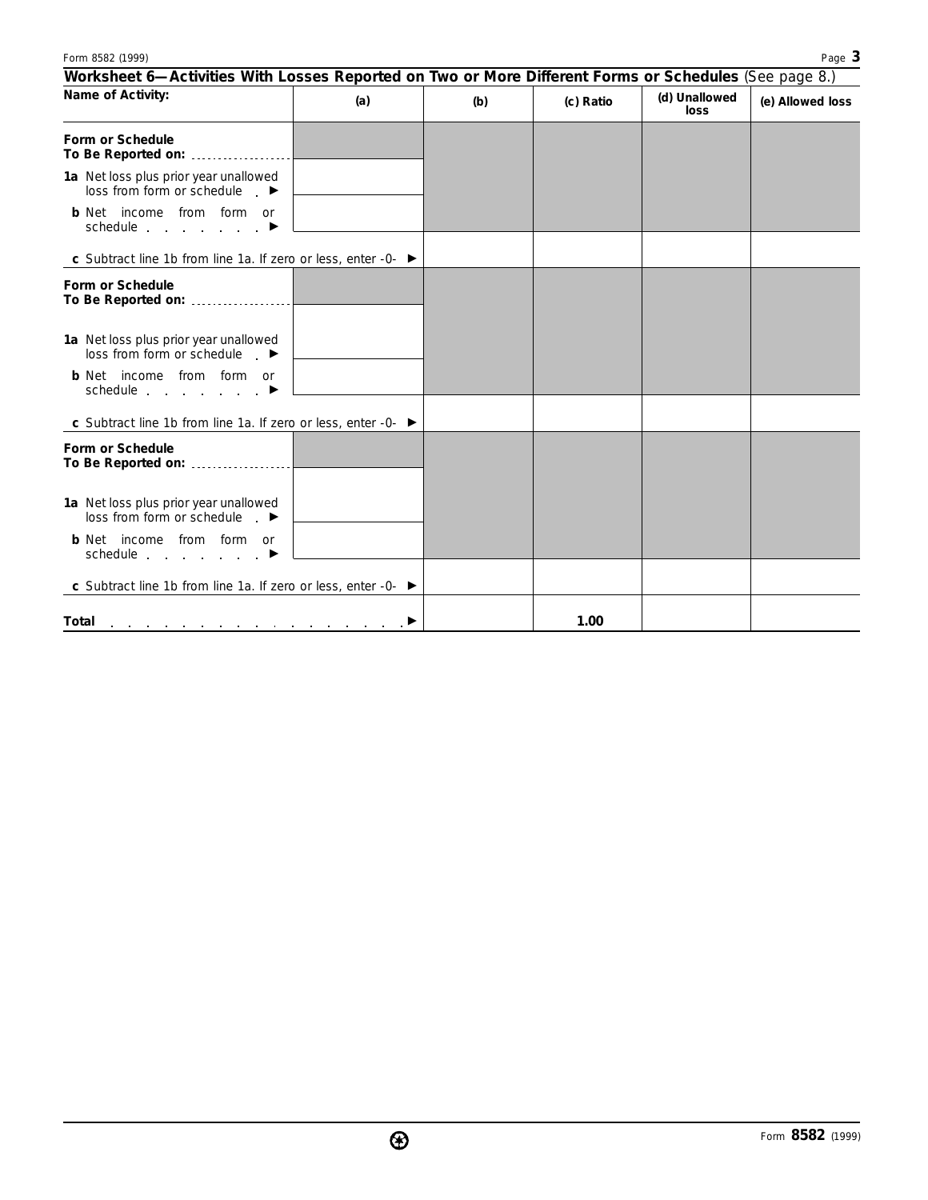## Worksheet 6—Activities With Losses Reported on Two or More Different Forms or Schedules (See page 8.)

| Name of Activity: | (a) | (b) | (c) Ratio | (d) Unallowed loss | (e) Allowed loss |
|---|---|---|---|---|---|
| **Form or Schedule To Be Reported on:** | | | | | |
| **1a** Net loss plus prior year unallowed loss from form or schedule ▶ | | | | | |
| **b** Net income from form or schedule ▶ | | | | | |
| **c** Subtract line 1b from line 1a. If zero or less, enter -0- ▶ | | | | | |
| **Form or Schedule To Be Reported on:** | | | | | |
| **1a** Net loss plus prior year unallowed loss from form or schedule ▶ | | | | | |
| **b** Net income from form or schedule ▶ | | | | | |
| **c** Subtract line 1b from line 1a. If zero or less, enter -0- ▶ | | | | | |
| **Form or Schedule To Be Reported on:** | | | | | |
| **1a** Net loss plus prior year unallowed loss from form or schedule ▶ | | | | | |
| **b** Net income from form or schedule ▶ | | | | | |
| **c** Subtract line 1b from line 1a. If zero or less, enter -0- ▶ | | | | | |
| **Total** ▶ | | | 1.00 | | |